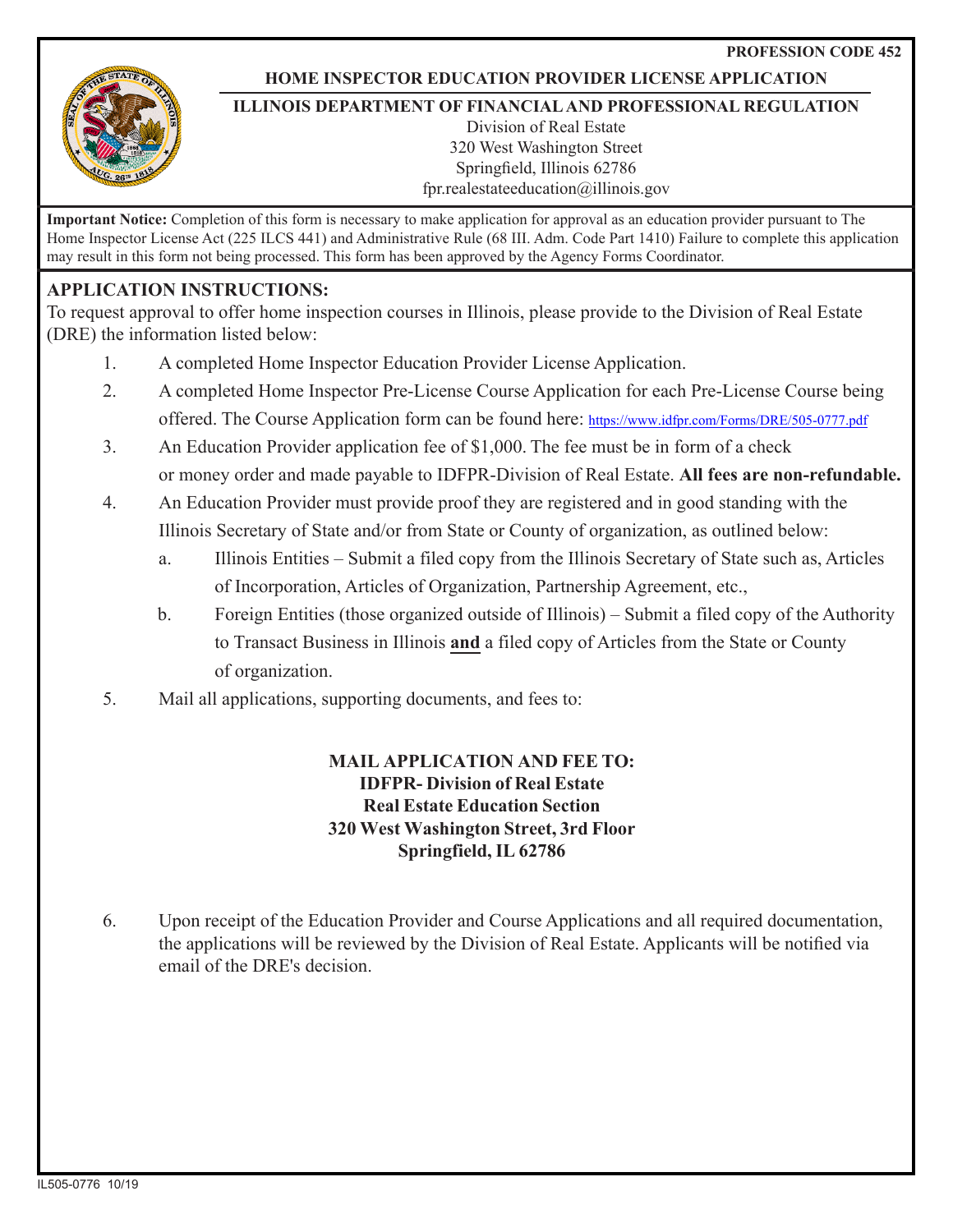PROFESSION CODE 452

# HOME INSPECTOR EDUCATION PROVIDER LICENSE APPLICATION

## ILLINOIS DEPARTMENT OF FINANCIAL AND PROFESSIONAL REGULATION

Division of Real Estate
320 West Washington Street
Springfield, Illinois 62786
fpr.realestateeducation@illinois.gov

**Important Notice:** Completion of this form is necessary to make application for approval as an education provider pursuant to The Home Inspector License Act (225 ILCS 441) and Administrative Rule (68 Ill. Adm. Code Part 1410) Failure to complete this application may result in this form not being processed. This form has been approved by the Agency Forms Coordinator.

## APPLICATION INSTRUCTIONS:

To request approval to offer home inspection courses in Illinois, please provide to the Division of Real Estate (DRE) the information listed below:

1. A completed Home Inspector Education Provider License Application.
2. A completed Home Inspector Pre-License Course Application for each Pre-License Course being offered. The Course Application form can be found here: https://www.idfpr.com/Forms/DRE/505-0777.pdf
3. An Education Provider application fee of $1,000. The fee must be in form of a check or money order and made payable to IDFPR-Division of Real Estate. **All fees are non-refundable.**
4. An Education Provider must provide proof they are registered and in good standing with the Illinois Secretary of State and/or from State or County of organization, as outlined below:
   a. Illinois Entities – Submit a filed copy from the Illinois Secretary of State such as, Articles of Incorporation, Articles of Organization, Partnership Agreement, etc.,
   b. Foreign Entities (those organized outside of Illinois) – Submit a filed copy of the Authority to Transact Business in Illinois **and** a filed copy of Articles from the State or County of organization.
5. Mail all applications, supporting documents, and fees to:

**MAIL APPLICATION AND FEE TO:**
**IDFPR- Division of Real Estate**
**Real Estate Education Section**
**320 West Washington Street, 3rd Floor**
**Springfield, IL 62786**

6. Upon receipt of the Education Provider and Course Applications and all required documentation, the applications will be reviewed by the Division of Real Estate. Applicants will be notified via email of the DRE's decision.

IL505-0776 10/19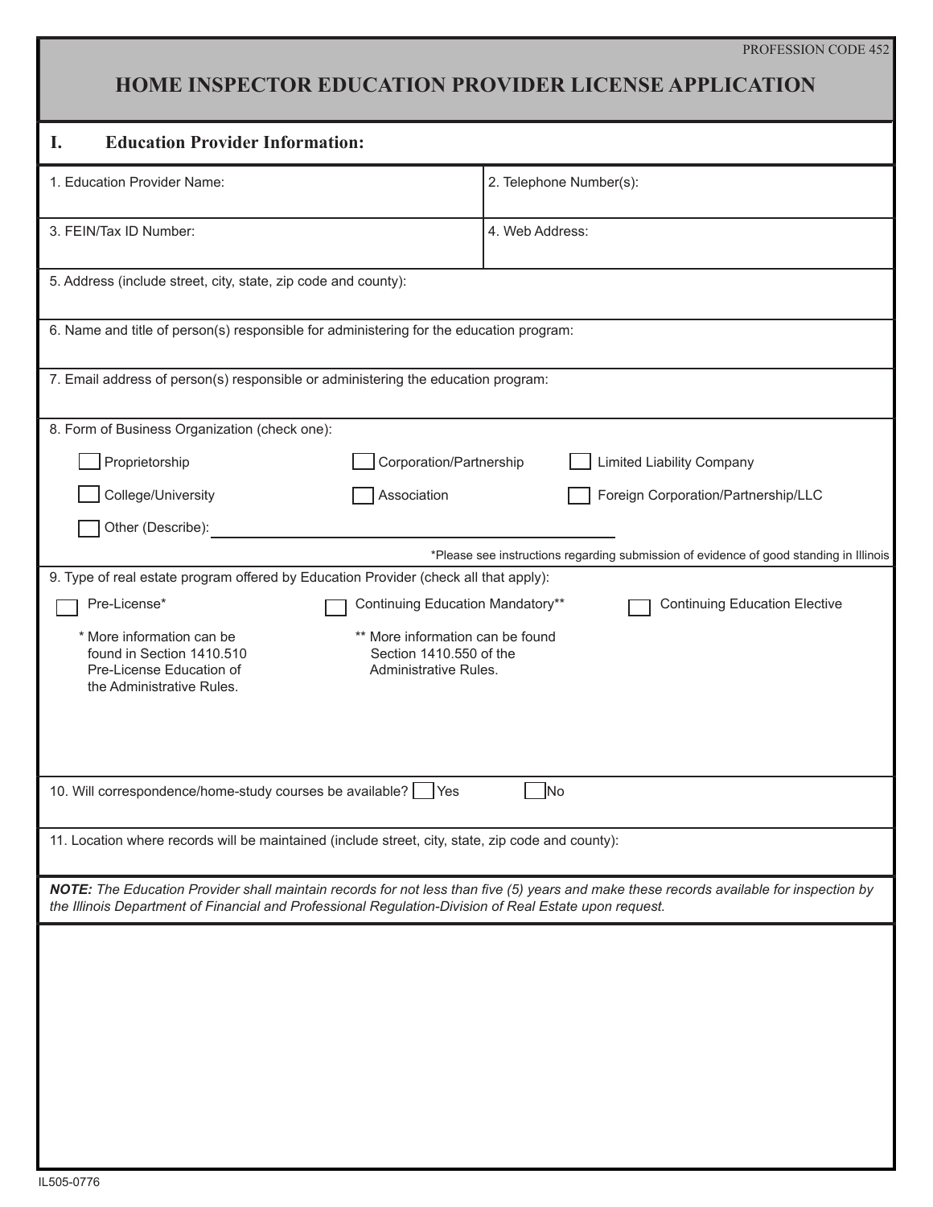PROFESSION CODE 452

# HOME INSPECTOR EDUCATION PROVIDER LICENSE APPLICATION

## I. Education Provider Information:

| 1. Education Provider Name: | 2. Telephone Number(s): |
|---|---|
| 3. FEIN/Tax ID Number: | 4. Web Address: |

5. Address (include street, city, state, zip code and county):

6. Name and title of person(s) responsible for administering for the education program:

7. Email address of person(s) responsible or administering the education program:

8. Form of Business Organization (check one):

- ☐ Proprietorship
- ☐ Corporation/Partnership
- ☐ Limited Liability Company
- ☐ College/University
- ☐ Association
- ☐ Foreign Corporation/Partnership/LLC
- ☐ Other (Describe): ____________________

*Please see instructions regarding submission of evidence of good standing in Illinois

9. Type of real estate program offered by Education Provider (check all that apply):

- ☐ Pre-License*
- ☐ Continuing Education Mandatory**
- ☐ Continuing Education Elective

\* More information can be found in Section 1410.510 Pre-License Education of the Administrative Rules.

\** More information can be found Section 1410.550 of the Administrative Rules.

10. Will correspondence/home-study courses be available? ☐ Yes ☐ No

11. Location where records will be maintained (include street, city, state, zip code and county):

***NOTE:*** *The Education Provider shall maintain records for not less than five (5) years and make these records available for inspection by the Illinois Department of Financial and Professional Regulation-Division of Real Estate upon request.*

IL505-0776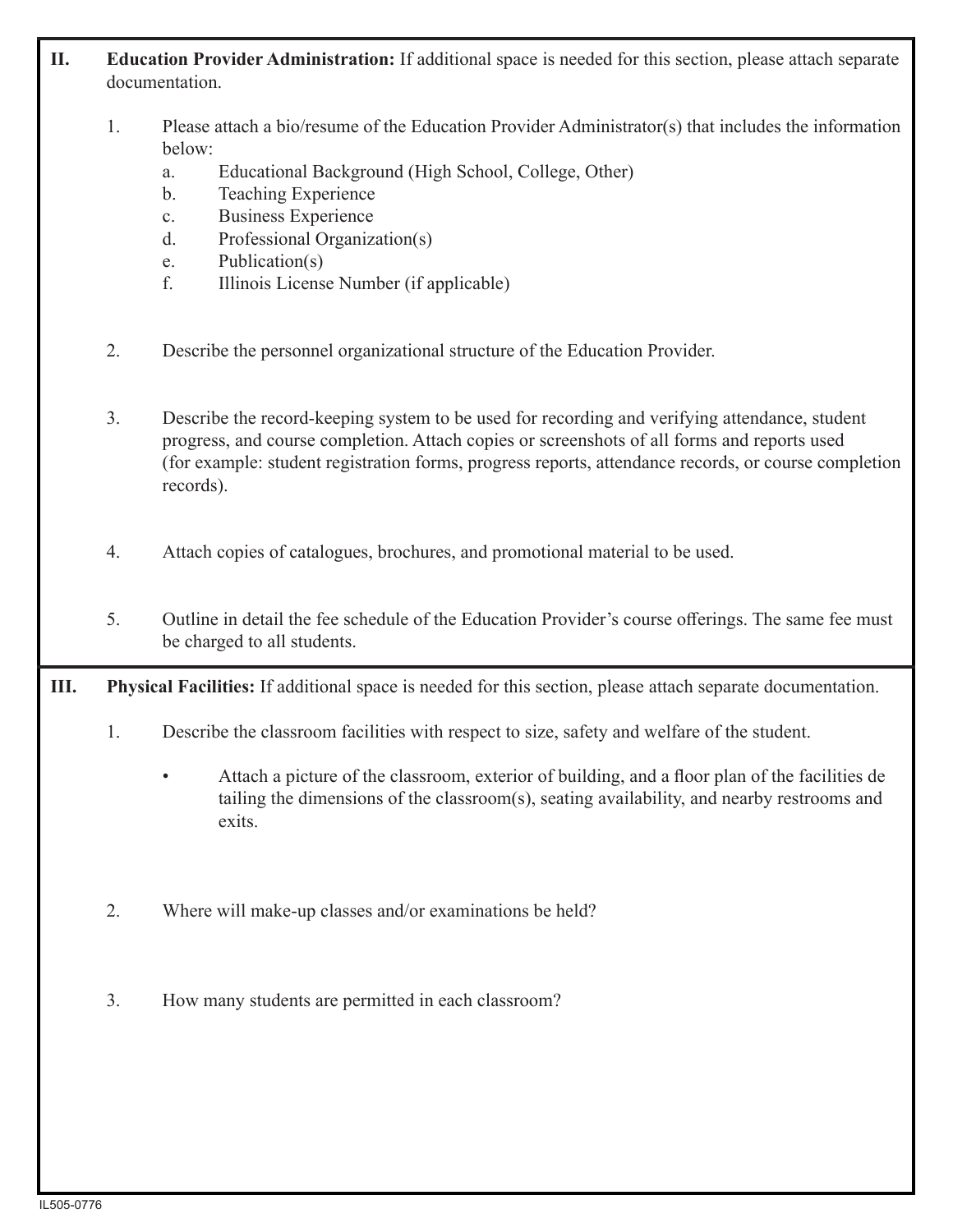**II. Education Provider Administration:** If additional space is needed for this section, please attach separate documentation.

1. Please attach a bio/resume of the Education Provider Administrator(s) that includes the information below:
   a. Educational Background (High School, College, Other)
   b. Teaching Experience
   c. Business Experience
   d. Professional Organization(s)
   e. Publication(s)
   f. Illinois License Number (if applicable)

2. Describe the personnel organizational structure of the Education Provider.

3. Describe the record-keeping system to be used for recording and verifying attendance, student progress, and course completion. Attach copies or screenshots of all forms and reports used (for example: student registration forms, progress reports, attendance records, or course completion records).

4. Attach copies of catalogues, brochures, and promotional material to be used.

5. Outline in detail the fee schedule of the Education Provider's course offerings. The same fee must be charged to all students.

**III. Physical Facilities:** If additional space is needed for this section, please attach separate documentation.

1. Describe the classroom facilities with respect to size, safety and welfare of the student.
   - Attach a picture of the classroom, exterior of building, and a floor plan of the facilities detailing the dimensions of the classroom(s), seating availability, and nearby restrooms and exits.

2. Where will make-up classes and/or examinations be held?

3. How many students are permitted in each classroom?

IL505-0776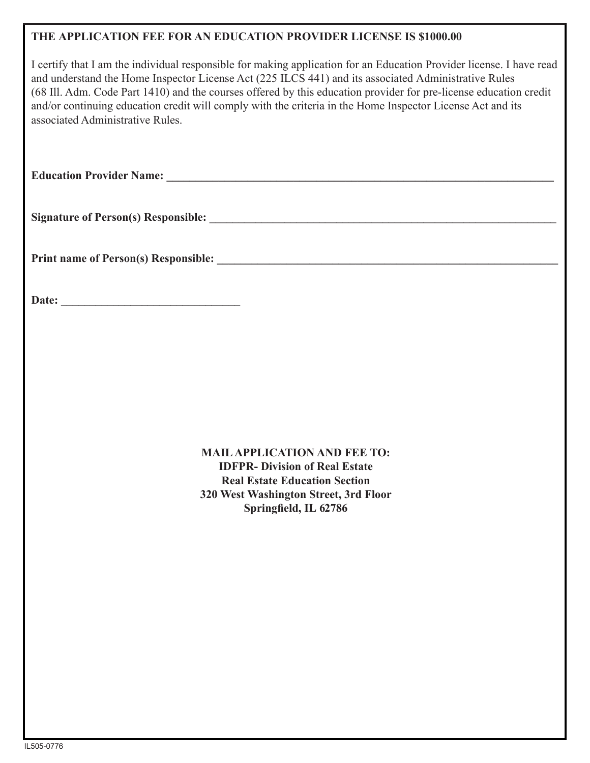**THE APPLICATION FEE FOR AN EDUCATION PROVIDER LICENSE IS $1000.00**

I certify that I am the individual responsible for making application for an Education Provider license. I have read and understand the Home Inspector License Act (225 ILCS 441) and its associated Administrative Rules (68 Ill. Adm. Code Part 1410) and the courses offered by this education provider for pre-license education credit and/or continuing education credit will comply with the criteria in the Home Inspector License Act and its associated Administrative Rules.

**Education Provider Name:** ______________________________________________________________________

**Signature of Person(s) Responsible:** ______________________________________________________________

**Print name of Person(s) Responsible:** _____________________________________________________________

**Date:** ______________________________

**MAIL APPLICATION AND FEE TO:**
**IDFPR- Division of Real Estate**
**Real Estate Education Section**
**320 West Washington Street, 3rd Floor**
**Springfield, IL 62786**

IL505-0776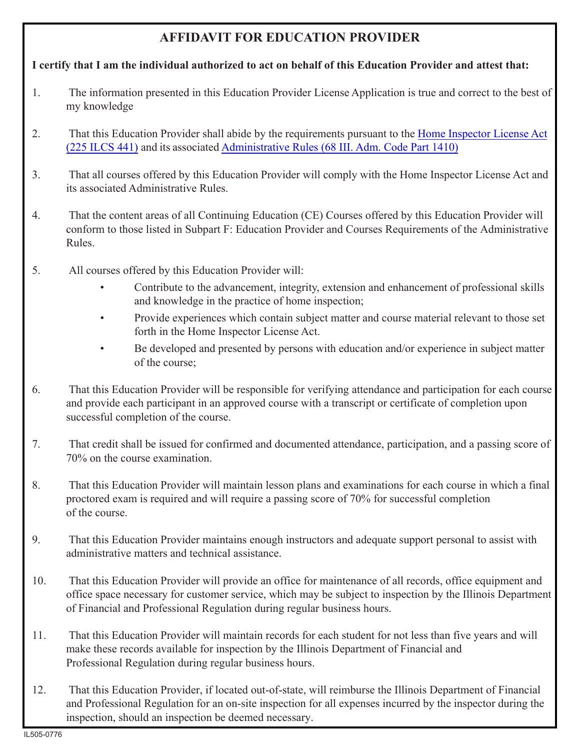# AFFIDAVIT FOR EDUCATION PROVIDER

**I certify that I am the individual authorized to act on behalf of this Education Provider and attest that:**

1. The information presented in this Education Provider License Application is true and correct to the best of my knowledge

2. That this Education Provider shall abide by the requirements pursuant to the Home Inspector License Act (225 ILCS 441) and its associated Administrative Rules (68 Ill. Adm. Code Part 1410)

3. That all courses offered by this Education Provider will comply with the Home Inspector License Act and its associated Administrative Rules.

4. That the content areas of all Continuing Education (CE) Courses offered by this Education Provider will conform to those listed in Subpart F: Education Provider and Courses Requirements of the Administrative Rules.

5. All courses offered by this Education Provider will:
   - Contribute to the advancement, integrity, extension and enhancement of professional skills and knowledge in the practice of home inspection;
   - Provide experiences which contain subject matter and course material relevant to those set forth in the Home Inspector License Act.
   - Be developed and presented by persons with education and/or experience in subject matter of the course;

6. That this Education Provider will be responsible for verifying attendance and participation for each course and provide each participant in an approved course with a transcript or certificate of completion upon successful completion of the course.

7. That credit shall be issued for confirmed and documented attendance, participation, and a passing score of 70% on the course examination.

8. That this Education Provider will maintain lesson plans and examinations for each course in which a final proctored exam is required and will require a passing score of 70% for successful completion of the course.

9. That this Education Provider maintains enough instructors and adequate support personal to assist with administrative matters and technical assistance.

10. That this Education Provider will provide an office for maintenance of all records, office equipment and office space necessary for customer service, which may be subject to inspection by the Illinois Department of Financial and Professional Regulation during regular business hours.

11. That this Education Provider will maintain records for each student for not less than five years and will make these records available for inspection by the Illinois Department of Financial and Professional Regulation during regular business hours.

12. That this Education Provider, if located out-of-state, will reimburse the Illinois Department of Financial and Professional Regulation for an on-site inspection for all expenses incurred by the inspector during the inspection, should an inspection be deemed necessary.

IL505-0776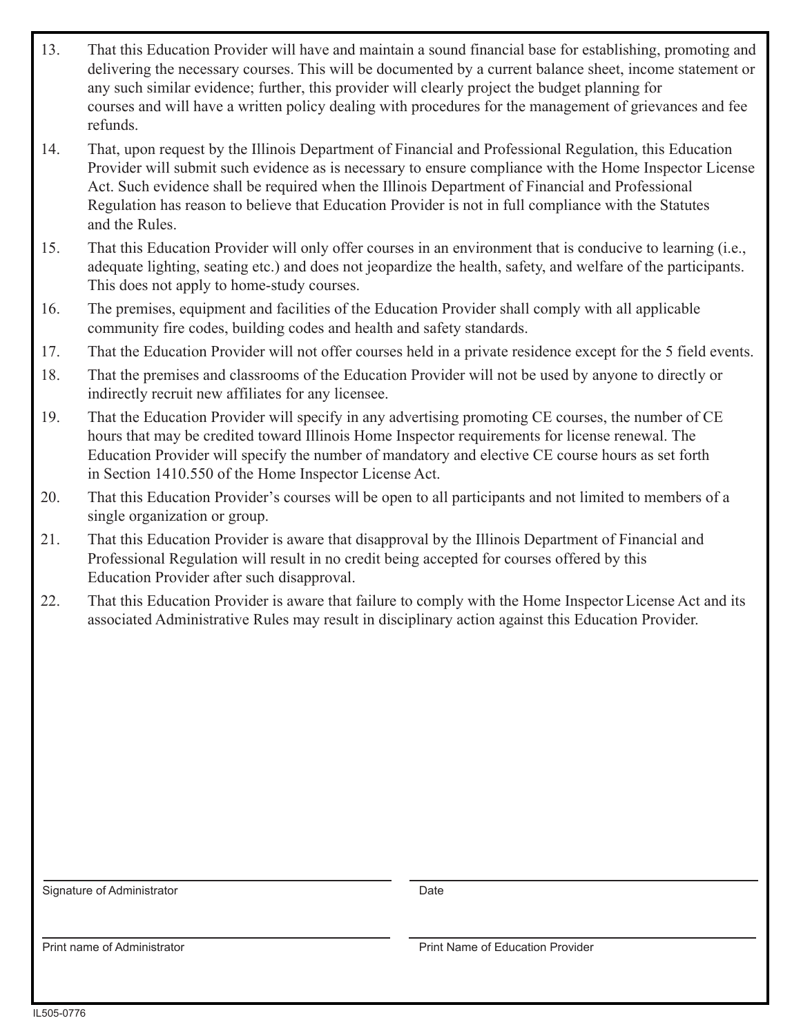13. That this Education Provider will have and maintain a sound financial base for establishing, promoting and delivering the necessary courses. This will be documented by a current balance sheet, income statement or any such similar evidence; further, this provider will clearly project the budget planning for courses and will have a written policy dealing with procedures for the management of grievances and fee refunds.
14. That, upon request by the Illinois Department of Financial and Professional Regulation, this Education Provider will submit such evidence as is necessary to ensure compliance with the Home Inspector License Act. Such evidence shall be required when the Illinois Department of Financial and Professional Regulation has reason to believe that Education Provider is not in full compliance with the Statutes and the Rules.
15. That this Education Provider will only offer courses in an environment that is conducive to learning (i.e., adequate lighting, seating etc.) and does not jeopardize the health, safety, and welfare of the participants. This does not apply to home-study courses.
16. The premises, equipment and facilities of the Education Provider shall comply with all applicable community fire codes, building codes and health and safety standards.
17. That the Education Provider will not offer courses held in a private residence except for the 5 field events.
18. That the premises and classrooms of the Education Provider will not be used by anyone to directly or indirectly recruit new affiliates for any licensee.
19. That the Education Provider will specify in any advertising promoting CE courses, the number of CE hours that may be credited toward Illinois Home Inspector requirements for license renewal. The Education Provider will specify the number of mandatory and elective CE course hours as set forth in Section 1410.550 of the Home Inspector License Act.
20. That this Education Provider's courses will be open to all participants and not limited to members of a single organization or group.
21. That this Education Provider is aware that disapproval by the Illinois Department of Financial and Professional Regulation will result in no credit being accepted for courses offered by this Education Provider after such disapproval.
22. That this Education Provider is aware that failure to comply with the Home Inspector License Act and its associated Administrative Rules may result in disciplinary action against this Education Provider.

______________________________ Signature of Administrator

______________________________ Date

______________________________ Print name of Administrator

______________________________ Print Name of Education Provider

IL505-0776